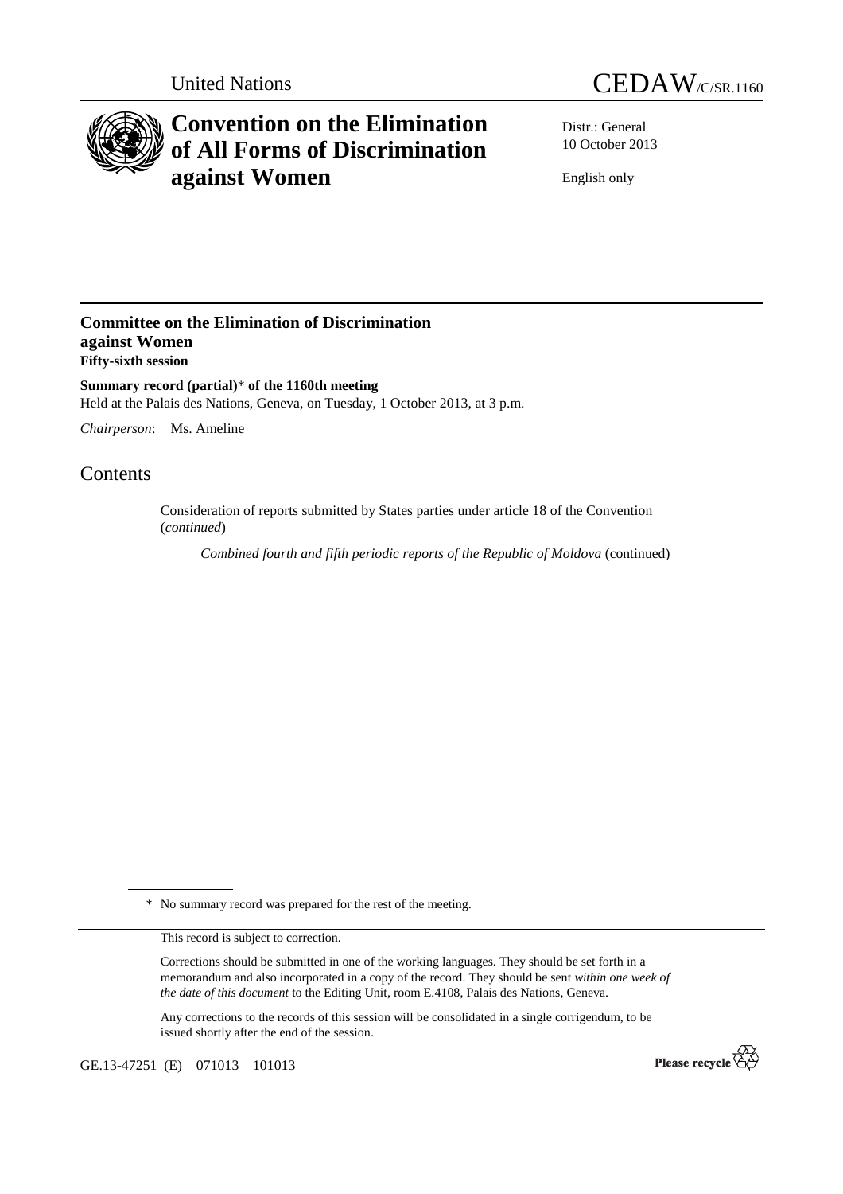United Nations CEDAW/C/SR.1160

# Convention on the Elimination of All Forms of Discrimination against Women

Distr.: General
10 October 2013

English only

## Committee on the Elimination of Discrimination against Women

**Fifty-sixth session**

**Summary record (partial)* of the 1160th meeting**
Held at the Palais des Nations, Geneva, on Tuesday, 1 October 2013, at 3 p.m.

*Chairperson*: Ms. Ameline

# Contents

Consideration of reports submitted by States parties under article 18 of the Convention (*continued*)

*Combined fourth and fifth periodic reports of the Republic of Moldova* (continued)

---

\* No summary record was prepared for the rest of the meeting.

This record is subject to correction.

Corrections should be submitted in one of the working languages. They should be set forth in a memorandum and also incorporated in a copy of the record. They should be sent *within one week of the date of this document* to the Editing Unit, room E.4108, Palais des Nations, Geneva.

Any corrections to the records of this session will be consolidated in a single corrigendum, to be issued shortly after the end of the session.

GE.13-47251 (E) 071013 101013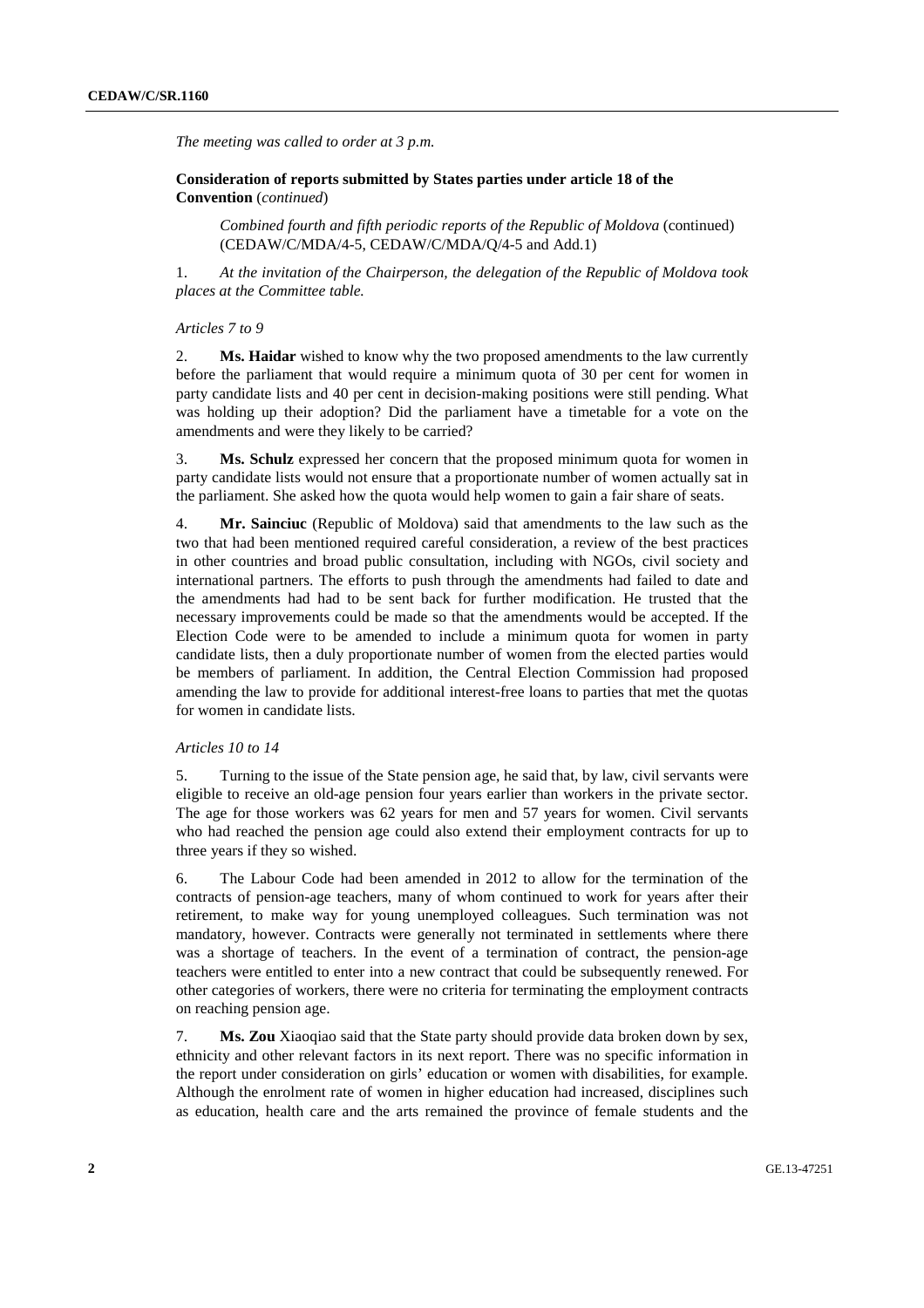*The meeting was called to order at 3 p.m.*

**Consideration of reports submitted by States parties under article 18 of the Convention** (*continued*)

*Combined fourth and fifth periodic reports of the Republic of Moldova* (continued) (CEDAW/C/MDA/4-5, CEDAW/C/MDA/Q/4-5 and Add.1)

1. *At the invitation of the Chairperson, the delegation of the Republic of Moldova took places at the Committee table.*

*Articles 7 to 9*

2. **Ms. Haidar** wished to know why the two proposed amendments to the law currently before the parliament that would require a minimum quota of 30 per cent for women in party candidate lists and 40 per cent in decision-making positions were still pending. What was holding up their adoption? Did the parliament have a timetable for a vote on the amendments and were they likely to be carried?

3. **Ms. Schulz** expressed her concern that the proposed minimum quota for women in party candidate lists would not ensure that a proportionate number of women actually sat in the parliament. She asked how the quota would help women to gain a fair share of seats.

4. **Mr. Sainciuc** (Republic of Moldova) said that amendments to the law such as the two that had been mentioned required careful consideration, a review of the best practices in other countries and broad public consultation, including with NGOs, civil society and international partners. The efforts to push through the amendments had failed to date and the amendments had had to be sent back for further modification. He trusted that the necessary improvements could be made so that the amendments would be accepted. If the Election Code were to be amended to include a minimum quota for women in party candidate lists, then a duly proportionate number of women from the elected parties would be members of parliament. In addition, the Central Election Commission had proposed amending the law to provide for additional interest-free loans to parties that met the quotas for women in candidate lists.

*Articles 10 to 14*

5. Turning to the issue of the State pension age, he said that, by law, civil servants were eligible to receive an old-age pension four years earlier than workers in the private sector. The age for those workers was 62 years for men and 57 years for women. Civil servants who had reached the pension age could also extend their employment contracts for up to three years if they so wished.

6. The Labour Code had been amended in 2012 to allow for the termination of the contracts of pension-age teachers, many of whom continued to work for years after their retirement, to make way for young unemployed colleagues. Such termination was not mandatory, however. Contracts were generally not terminated in settlements where there was a shortage of teachers. In the event of a termination of contract, the pension-age teachers were entitled to enter into a new contract that could be subsequently renewed. For other categories of workers, there were no criteria for terminating the employment contracts on reaching pension age.

7. **Ms. Zou** Xiaoqiao said that the State party should provide data broken down by sex, ethnicity and other relevant factors in its next report. There was no specific information in the report under consideration on girls' education or women with disabilities, for example. Although the enrolment rate of women in higher education had increased, disciplines such as education, health care and the arts remained the province of female students and the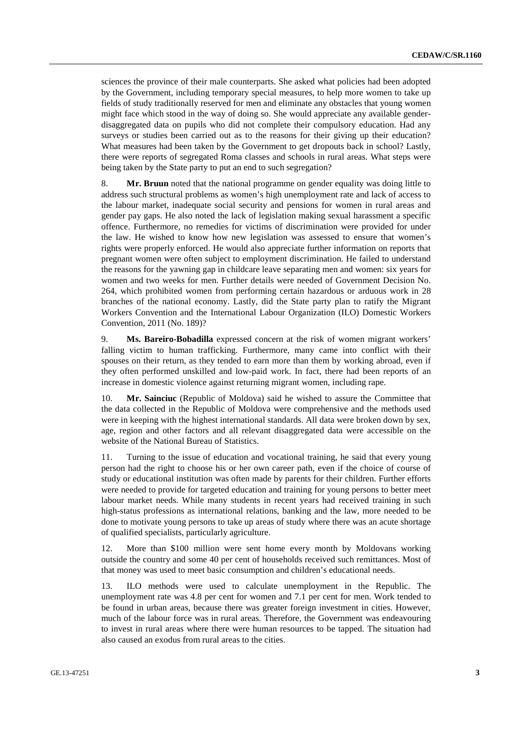sciences the province of their male counterparts. She asked what policies had been adopted by the Government, including temporary special measures, to help more women to take up fields of study traditionally reserved for men and eliminate any obstacles that young women might face which stood in the way of doing so. She would appreciate any available gender-disaggregated data on pupils who did not complete their compulsory education. Had any surveys or studies been carried out as to the reasons for their giving up their education? What measures had been taken by the Government to get dropouts back in school? Lastly, there were reports of segregated Roma classes and schools in rural areas. What steps were being taken by the State party to put an end to such segregation?

8. **Mr. Bruun** noted that the national programme on gender equality was doing little to address such structural problems as women's high unemployment rate and lack of access to the labour market, inadequate social security and pensions for women in rural areas and gender pay gaps. He also noted the lack of legislation making sexual harassment a specific offence. Furthermore, no remedies for victims of discrimination were provided for under the law. He wished to know how new legislation was assessed to ensure that women's rights were properly enforced. He would also appreciate further information on reports that pregnant women were often subject to employment discrimination. He failed to understand the reasons for the yawning gap in childcare leave separating men and women: six years for women and two weeks for men. Further details were needed of Government Decision No. 264, which prohibited women from performing certain hazardous or arduous work in 28 branches of the national economy. Lastly, did the State party plan to ratify the Migrant Workers Convention and the International Labour Organization (ILO) Domestic Workers Convention, 2011 (No. 189)?

9. **Ms. Bareiro-Bobadilla** expressed concern at the risk of women migrant workers' falling victim to human trafficking. Furthermore, many came into conflict with their spouses on their return, as they tended to earn more than them by working abroad, even if they often performed unskilled and low-paid work. In fact, there had been reports of an increase in domestic violence against returning migrant women, including rape.

10. **Mr. Sainciuc** (Republic of Moldova) said he wished to assure the Committee that the data collected in the Republic of Moldova were comprehensive and the methods used were in keeping with the highest international standards. All data were broken down by sex, age, region and other factors and all relevant disaggregated data were accessible on the website of the National Bureau of Statistics.

11. Turning to the issue of education and vocational training, he said that every young person had the right to choose his or her own career path, even if the choice of course of study or educational institution was often made by parents for their children. Further efforts were needed to provide for targeted education and training for young persons to better meet labour market needs. While many students in recent years had received training in such high-status professions as international relations, banking and the law, more needed to be done to motivate young persons to take up areas of study where there was an acute shortage of qualified specialists, particularly agriculture.

12. More than $100 million were sent home every month by Moldovans working outside the country and some 40 per cent of households received such remittances. Most of that money was used to meet basic consumption and children's educational needs.

13. ILO methods were used to calculate unemployment in the Republic. The unemployment rate was 4.8 per cent for women and 7.1 per cent for men. Work tended to be found in urban areas, because there was greater foreign investment in cities. However, much of the labour force was in rural areas. Therefore, the Government was endeavouring to invest in rural areas where there were human resources to be tapped. The situation had also caused an exodus from rural areas to the cities.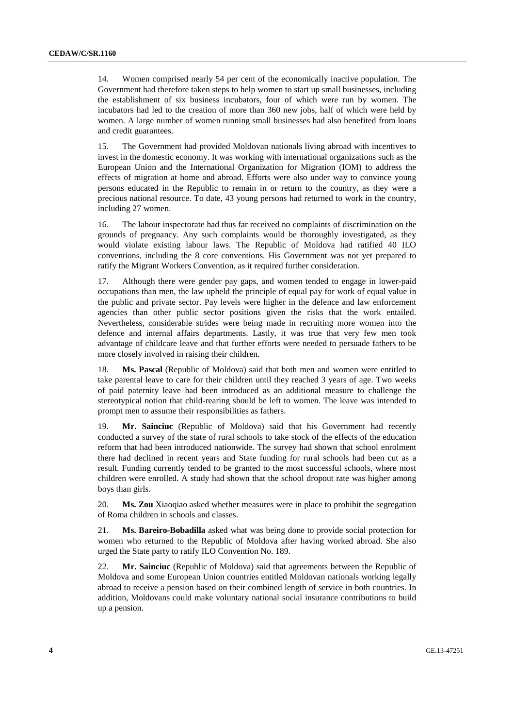14. Women comprised nearly 54 per cent of the economically inactive population. The Government had therefore taken steps to help women to start up small businesses, including the establishment of six business incubators, four of which were run by women. The incubators had led to the creation of more than 360 new jobs, half of which were held by women. A large number of women running small businesses had also benefited from loans and credit guarantees.

15. The Government had provided Moldovan nationals living abroad with incentives to invest in the domestic economy. It was working with international organizations such as the European Union and the International Organization for Migration (IOM) to address the effects of migration at home and abroad. Efforts were also under way to convince young persons educated in the Republic to remain in or return to the country, as they were a precious national resource. To date, 43 young persons had returned to work in the country, including 27 women.

16. The labour inspectorate had thus far received no complaints of discrimination on the grounds of pregnancy. Any such complaints would be thoroughly investigated, as they would violate existing labour laws. The Republic of Moldova had ratified 40 ILO conventions, including the 8 core conventions. His Government was not yet prepared to ratify the Migrant Workers Convention, as it required further consideration.

17. Although there were gender pay gaps, and women tended to engage in lower-paid occupations than men, the law upheld the principle of equal pay for work of equal value in the public and private sector. Pay levels were higher in the defence and law enforcement agencies than other public sector positions given the risks that the work entailed. Nevertheless, considerable strides were being made in recruiting more women into the defence and internal affairs departments. Lastly, it was true that very few men took advantage of childcare leave and that further efforts were needed to persuade fathers to be more closely involved in raising their children.

18. **Ms. Pascal** (Republic of Moldova) said that both men and women were entitled to take parental leave to care for their children until they reached 3 years of age. Two weeks of paid paternity leave had been introduced as an additional measure to challenge the stereotypical notion that child-rearing should be left to women. The leave was intended to prompt men to assume their responsibilities as fathers.

19. **Mr. Sainciuc** (Republic of Moldova) said that his Government had recently conducted a survey of the state of rural schools to take stock of the effects of the education reform that had been introduced nationwide. The survey had shown that school enrolment there had declined in recent years and State funding for rural schools had been cut as a result. Funding currently tended to be granted to the most successful schools, where most children were enrolled. A study had shown that the school dropout rate was higher among boys than girls.

20. **Ms. Zou** Xiaoqiao asked whether measures were in place to prohibit the segregation of Roma children in schools and classes.

21. **Ms. Bareiro-Bobadilla** asked what was being done to provide social protection for women who returned to the Republic of Moldova after having worked abroad. She also urged the State party to ratify ILO Convention No. 189.

22. **Mr. Sainciuc** (Republic of Moldova) said that agreements between the Republic of Moldova and some European Union countries entitled Moldovan nationals working legally abroad to receive a pension based on their combined length of service in both countries. In addition, Moldovans could make voluntary national social insurance contributions to build up a pension.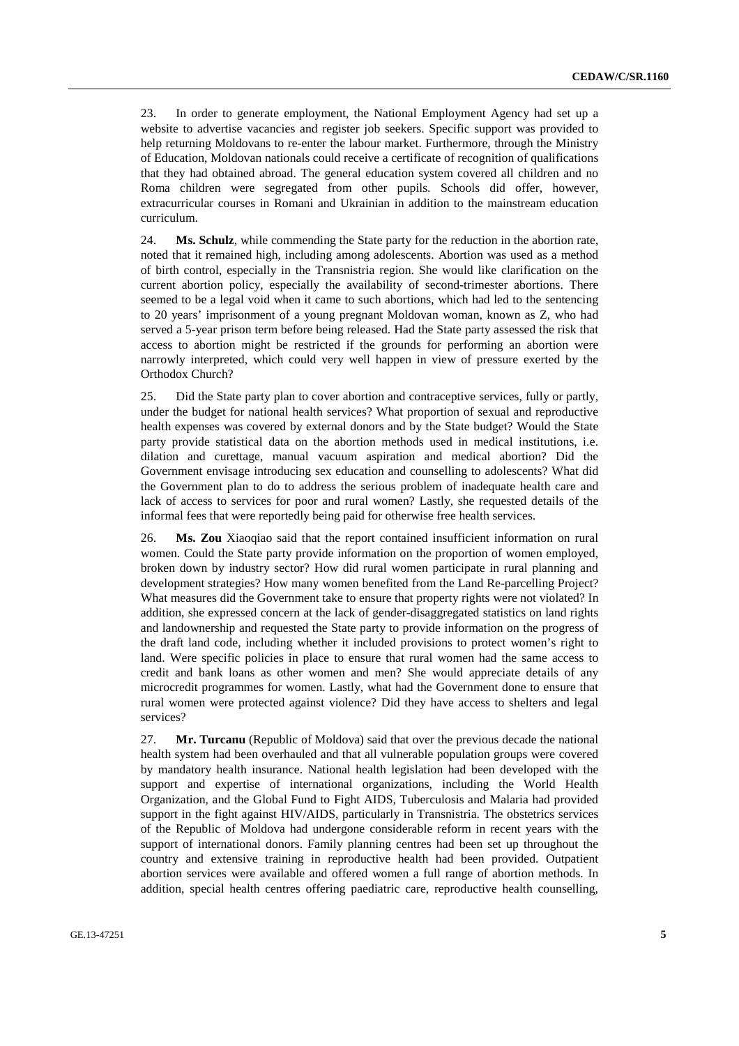23. In order to generate employment, the National Employment Agency had set up a website to advertise vacancies and register job seekers. Specific support was provided to help returning Moldovans to re-enter the labour market. Furthermore, through the Ministry of Education, Moldovan nationals could receive a certificate of recognition of qualifications that they had obtained abroad. The general education system covered all children and no Roma children were segregated from other pupils. Schools did offer, however, extracurricular courses in Romani and Ukrainian in addition to the mainstream education curriculum.

24. **Ms. Schulz**, while commending the State party for the reduction in the abortion rate, noted that it remained high, including among adolescents. Abortion was used as a method of birth control, especially in the Transnistria region. She would like clarification on the current abortion policy, especially the availability of second-trimester abortions. There seemed to be a legal void when it came to such abortions, which had led to the sentencing to 20 years' imprisonment of a young pregnant Moldovan woman, known as Z, who had served a 5-year prison term before being released. Had the State party assessed the risk that access to abortion might be restricted if the grounds for performing an abortion were narrowly interpreted, which could very well happen in view of pressure exerted by the Orthodox Church?

25. Did the State party plan to cover abortion and contraceptive services, fully or partly, under the budget for national health services? What proportion of sexual and reproductive health expenses was covered by external donors and by the State budget? Would the State party provide statistical data on the abortion methods used in medical institutions, i.e. dilation and curettage, manual vacuum aspiration and medical abortion? Did the Government envisage introducing sex education and counselling to adolescents? What did the Government plan to do to address the serious problem of inadequate health care and lack of access to services for poor and rural women? Lastly, she requested details of the informal fees that were reportedly being paid for otherwise free health services.

26. **Ms. Zou** Xiaoqiao said that the report contained insufficient information on rural women. Could the State party provide information on the proportion of women employed, broken down by industry sector? How did rural women participate in rural planning and development strategies? How many women benefited from the Land Re-parcelling Project? What measures did the Government take to ensure that property rights were not violated? In addition, she expressed concern at the lack of gender-disaggregated statistics on land rights and landownership and requested the State party to provide information on the progress of the draft land code, including whether it included provisions to protect women's right to land. Were specific policies in place to ensure that rural women had the same access to credit and bank loans as other women and men? She would appreciate details of any microcredit programmes for women. Lastly, what had the Government done to ensure that rural women were protected against violence? Did they have access to shelters and legal services?

27. **Mr. Turcanu** (Republic of Moldova) said that over the previous decade the national health system had been overhauled and that all vulnerable population groups were covered by mandatory health insurance. National health legislation had been developed with the support and expertise of international organizations, including the World Health Organization, and the Global Fund to Fight AIDS, Tuberculosis and Malaria had provided support in the fight against HIV/AIDS, particularly in Transnistria. The obstetrics services of the Republic of Moldova had undergone considerable reform in recent years with the support of international donors. Family planning centres had been set up throughout the country and extensive training in reproductive health had been provided. Outpatient abortion services were available and offered women a full range of abortion methods. In addition, special health centres offering paediatric care, reproductive health counselling,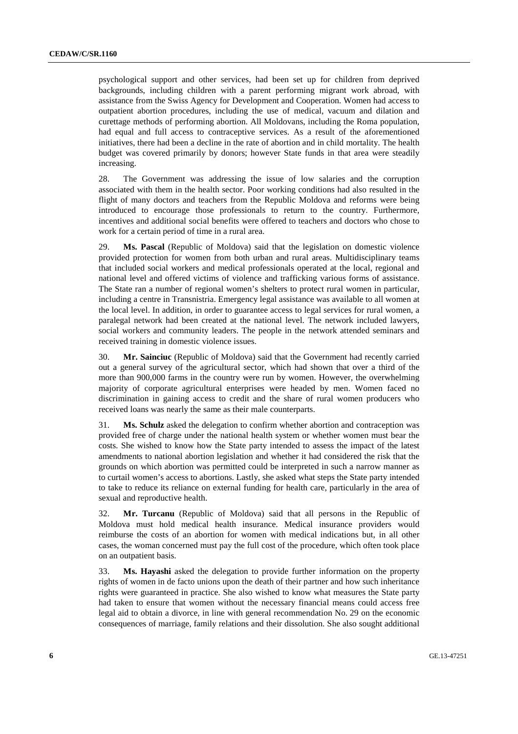psychological support and other services, had been set up for children from deprived backgrounds, including children with a parent performing migrant work abroad, with assistance from the Swiss Agency for Development and Cooperation. Women had access to outpatient abortion procedures, including the use of medical, vacuum and dilation and curettage methods of performing abortion. All Moldovans, including the Roma population, had equal and full access to contraceptive services. As a result of the aforementioned initiatives, there had been a decline in the rate of abortion and in child mortality. The health budget was covered primarily by donors; however State funds in that area were steadily increasing.

28. The Government was addressing the issue of low salaries and the corruption associated with them in the health sector. Poor working conditions had also resulted in the flight of many doctors and teachers from the Republic Moldova and reforms were being introduced to encourage those professionals to return to the country. Furthermore, incentives and additional social benefits were offered to teachers and doctors who chose to work for a certain period of time in a rural area.

29. **Ms. Pascal** (Republic of Moldova) said that the legislation on domestic violence provided protection for women from both urban and rural areas. Multidisciplinary teams that included social workers and medical professionals operated at the local, regional and national level and offered victims of violence and trafficking various forms of assistance. The State ran a number of regional women's shelters to protect rural women in particular, including a centre in Transnistria. Emergency legal assistance was available to all women at the local level. In addition, in order to guarantee access to legal services for rural women, a paralegal network had been created at the national level. The network included lawyers, social workers and community leaders. The people in the network attended seminars and received training in domestic violence issues.

30. **Mr. Sainciuc** (Republic of Moldova) said that the Government had recently carried out a general survey of the agricultural sector, which had shown that over a third of the more than 900,000 farms in the country were run by women. However, the overwhelming majority of corporate agricultural enterprises were headed by men. Women faced no discrimination in gaining access to credit and the share of rural women producers who received loans was nearly the same as their male counterparts.

31. **Ms. Schulz** asked the delegation to confirm whether abortion and contraception was provided free of charge under the national health system or whether women must bear the costs. She wished to know how the State party intended to assess the impact of the latest amendments to national abortion legislation and whether it had considered the risk that the grounds on which abortion was permitted could be interpreted in such a narrow manner as to curtail women's access to abortions. Lastly, she asked what steps the State party intended to take to reduce its reliance on external funding for health care, particularly in the area of sexual and reproductive health.

32. **Mr. Turcanu** (Republic of Moldova) said that all persons in the Republic of Moldova must hold medical health insurance. Medical insurance providers would reimburse the costs of an abortion for women with medical indications but, in all other cases, the woman concerned must pay the full cost of the procedure, which often took place on an outpatient basis.

33. **Ms. Hayashi** asked the delegation to provide further information on the property rights of women in de facto unions upon the death of their partner and how such inheritance rights were guaranteed in practice. She also wished to know what measures the State party had taken to ensure that women without the necessary financial means could access free legal aid to obtain a divorce, in line with general recommendation No. 29 on the economic consequences of marriage, family relations and their dissolution. She also sought additional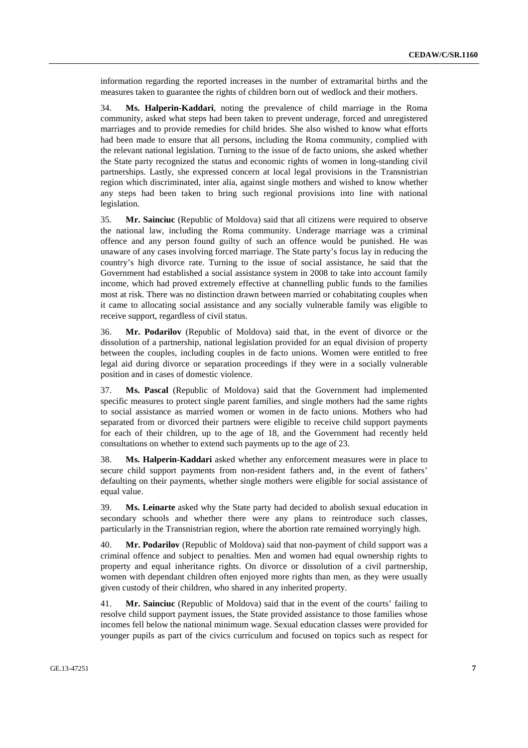information regarding the reported increases in the number of extramarital births and the measures taken to guarantee the rights of children born out of wedlock and their mothers.

34. **Ms. Halperin-Kaddari**, noting the prevalence of child marriage in the Roma community, asked what steps had been taken to prevent underage, forced and unregistered marriages and to provide remedies for child brides. She also wished to know what efforts had been made to ensure that all persons, including the Roma community, complied with the relevant national legislation. Turning to the issue of de facto unions, she asked whether the State party recognized the status and economic rights of women in long-standing civil partnerships. Lastly, she expressed concern at local legal provisions in the Transnistrian region which discriminated, inter alia, against single mothers and wished to know whether any steps had been taken to bring such regional provisions into line with national legislation.

35. **Mr. Sainciuc** (Republic of Moldova) said that all citizens were required to observe the national law, including the Roma community. Underage marriage was a criminal offence and any person found guilty of such an offence would be punished. He was unaware of any cases involving forced marriage. The State party's focus lay in reducing the country's high divorce rate. Turning to the issue of social assistance, he said that the Government had established a social assistance system in 2008 to take into account family income, which had proved extremely effective at channelling public funds to the families most at risk. There was no distinction drawn between married or cohabitating couples when it came to allocating social assistance and any socially vulnerable family was eligible to receive support, regardless of civil status.

36. **Mr. Podarilov** (Republic of Moldova) said that, in the event of divorce or the dissolution of a partnership, national legislation provided for an equal division of property between the couples, including couples in de facto unions. Women were entitled to free legal aid during divorce or separation proceedings if they were in a socially vulnerable position and in cases of domestic violence.

37. **Ms. Pascal** (Republic of Moldova) said that the Government had implemented specific measures to protect single parent families, and single mothers had the same rights to social assistance as married women or women in de facto unions. Mothers who had separated from or divorced their partners were eligible to receive child support payments for each of their children, up to the age of 18, and the Government had recently held consultations on whether to extend such payments up to the age of 23.

38. **Ms. Halperin-Kaddari** asked whether any enforcement measures were in place to secure child support payments from non-resident fathers and, in the event of fathers' defaulting on their payments, whether single mothers were eligible for social assistance of equal value.

39. **Ms. Leinarte** asked why the State party had decided to abolish sexual education in secondary schools and whether there were any plans to reintroduce such classes, particularly in the Transnistrian region, where the abortion rate remained worryingly high.

40. **Mr. Podarilov** (Republic of Moldova) said that non-payment of child support was a criminal offence and subject to penalties. Men and women had equal ownership rights to property and equal inheritance rights. On divorce or dissolution of a civil partnership, women with dependant children often enjoyed more rights than men, as they were usually given custody of their children, who shared in any inherited property.

41. **Mr. Sainciuc** (Republic of Moldova) said that in the event of the courts' failing to resolve child support payment issues, the State provided assistance to those families whose incomes fell below the national minimum wage. Sexual education classes were provided for younger pupils as part of the civics curriculum and focused on topics such as respect for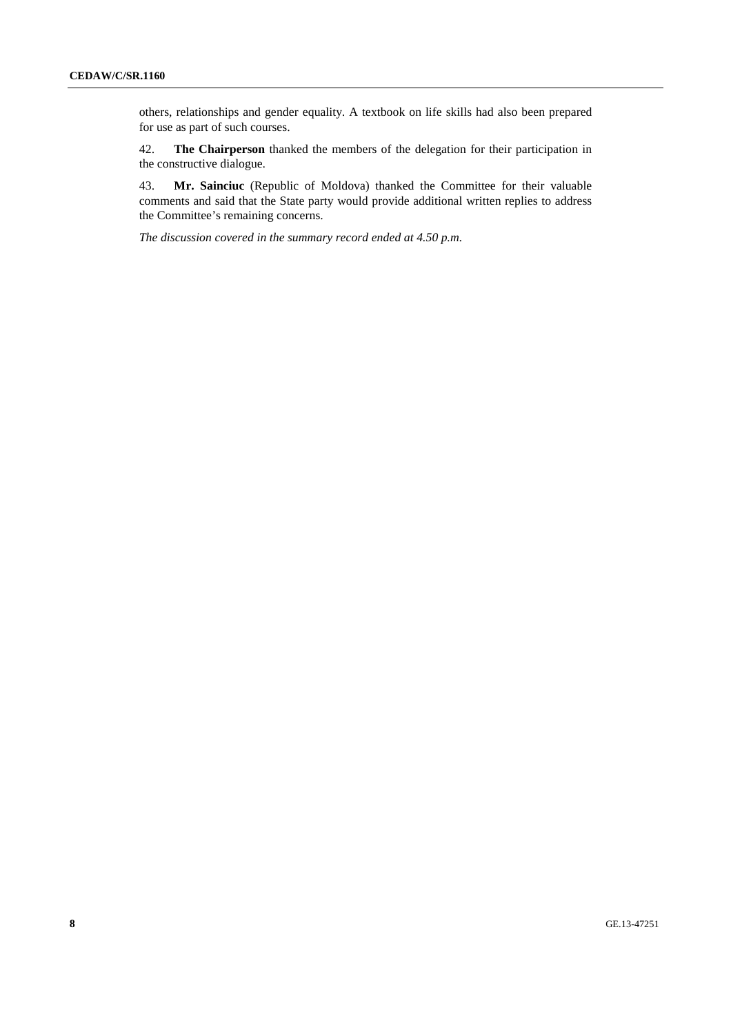others, relationships and gender equality. A textbook on life skills had also been prepared for use as part of such courses.

42. **The Chairperson** thanked the members of the delegation for their participation in the constructive dialogue.

43. **Mr. Sainciuc** (Republic of Moldova) thanked the Committee for their valuable comments and said that the State party would provide additional written replies to address the Committee's remaining concerns.

*The discussion covered in the summary record ended at 4.50 p.m.*